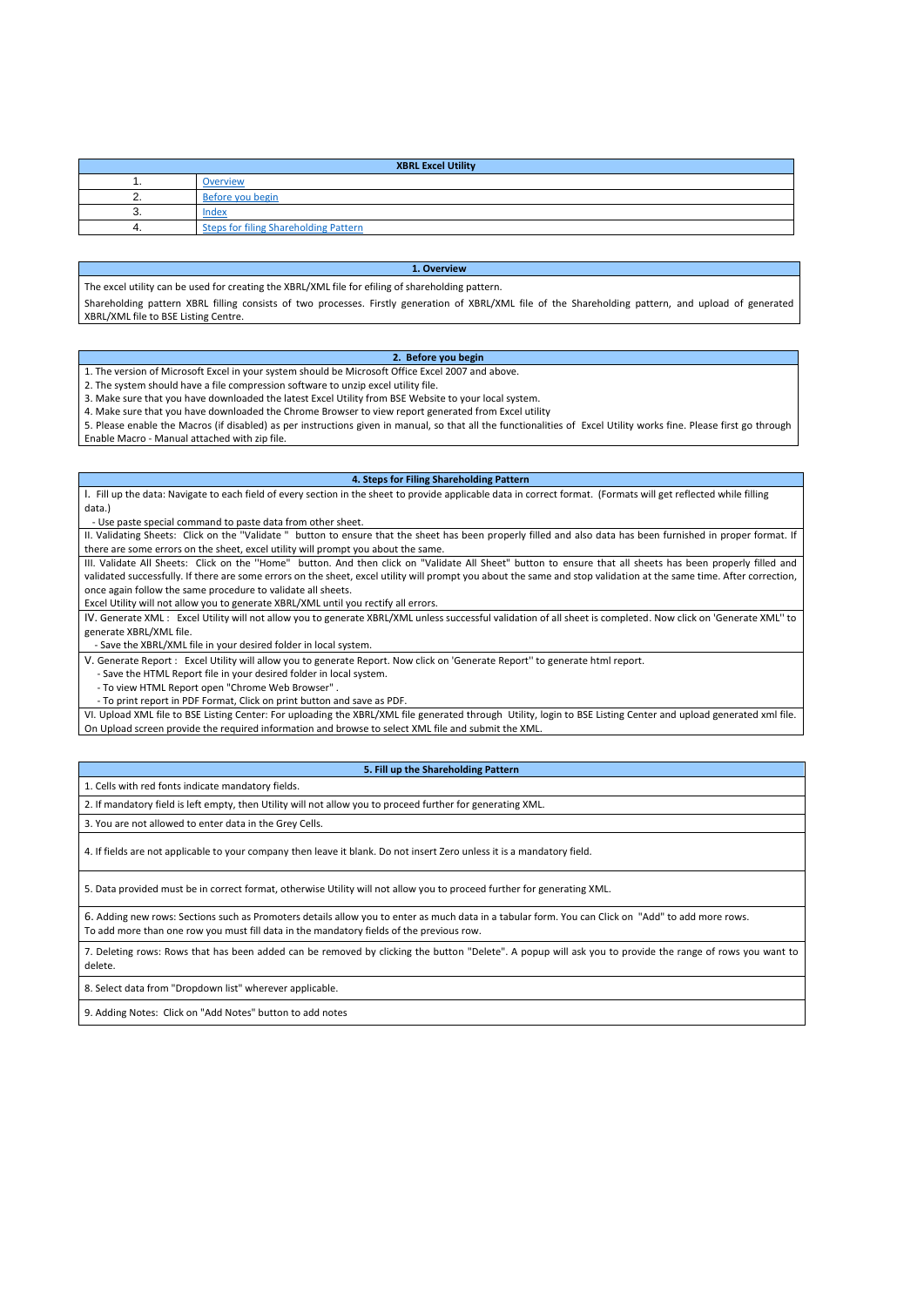| XBRL Excel Utility | |
|---|---|
| 1. | Overview |
| 2. | Before you begin |
| 3. | Index |
| 4. | Steps for filing Shareholding Pattern |

## 1. Overview

The excel utility can be used for creating the XBRL/XML file for efiling of shareholding pattern.

Shareholding pattern XBRL filling consists of two processes. Firstly generation of XBRL/XML file of the Shareholding pattern, and upload of generated XBRL/XML file to BSE Listing Centre.

## 2. Before you begin

1. The version of Microsoft Excel in your system should be Microsoft Office Excel 2007 and above.
2. The system should have a file compression software to unzip excel utility file.
3. Make sure that you have downloaded the latest Excel Utility from BSE Website to your local system.
4. Make sure that you have downloaded the Chrome Browser to view report generated from Excel utility
5. Please enable the Macros (if disabled) as per instructions given in manual, so that all the functionalities of Excel Utility works fine. Please first go through Enable Macro - Manual attached with zip file.

## 4. Steps for Filing Shareholding Pattern

I. Fill up the data: Navigate to each field of every section in the sheet to provide applicable data in correct format. (Formats will get reflected while filling data.)
- Use paste special command to paste data from other sheet.

II. Validating Sheets: Click on the "Validate " button to ensure that the sheet has been properly filled and also data has been furnished in proper format. If there are some errors on the sheet, excel utility will prompt you about the same.

III. Validate All Sheets: Click on the "Home" button. And then click on "Validate All Sheet" button to ensure that all sheets has been properly filled and validated successfully. If there are some errors on the sheet, excel utility will prompt you about the same and stop validation at the same time. After correction, once again follow the same procedure to validate all sheets.
Excel Utility will not allow you to generate XBRL/XML until you rectify all errors.

IV. Generate XML : Excel Utility will not allow you to generate XBRL/XML unless successful validation of all sheet is completed. Now click on 'Generate XML'' to generate XBRL/XML file.
- Save the XBRL/XML file in your desired folder in local system.

V. Generate Report : Excel Utility will allow you to generate Report. Now click on 'Generate Report'' to generate html report.
- Save the HTML Report file in your desired folder in local system.
- To view HTML Report open "Chrome Web Browser" .
- To print report in PDF Format, Click on print button and save as PDF.

VI. Upload XML file to BSE Listing Center: For uploading the XBRL/XML file generated through Utility, login to BSE Listing Center and upload generated xml file. On Upload screen provide the required information and browse to select XML file and submit the XML.

## 5. Fill up the Shareholding Pattern

1. Cells with red fonts indicate mandatory fields.

2. If mandatory field is left empty, then Utility will not allow you to proceed further for generating XML.

3. You are not allowed to enter data in the Grey Cells.

4. If fields are not applicable to your company then leave it blank. Do not insert Zero unless it is a mandatory field.

5. Data provided must be in correct format, otherwise Utility will not allow you to proceed further for generating XML.

6. Adding new rows: Sections such as Promoters details allow you to enter as much data in a tabular form. You can Click on "Add" to add more rows.
To add more than one row you must fill data in the mandatory fields of the previous row.

7. Deleting rows: Rows that has been added can be removed by clicking the button "Delete". A popup will ask you to provide the range of rows you want to delete.

8. Select data from "Dropdown list" wherever applicable.

9. Adding Notes: Click on "Add Notes" button to add notes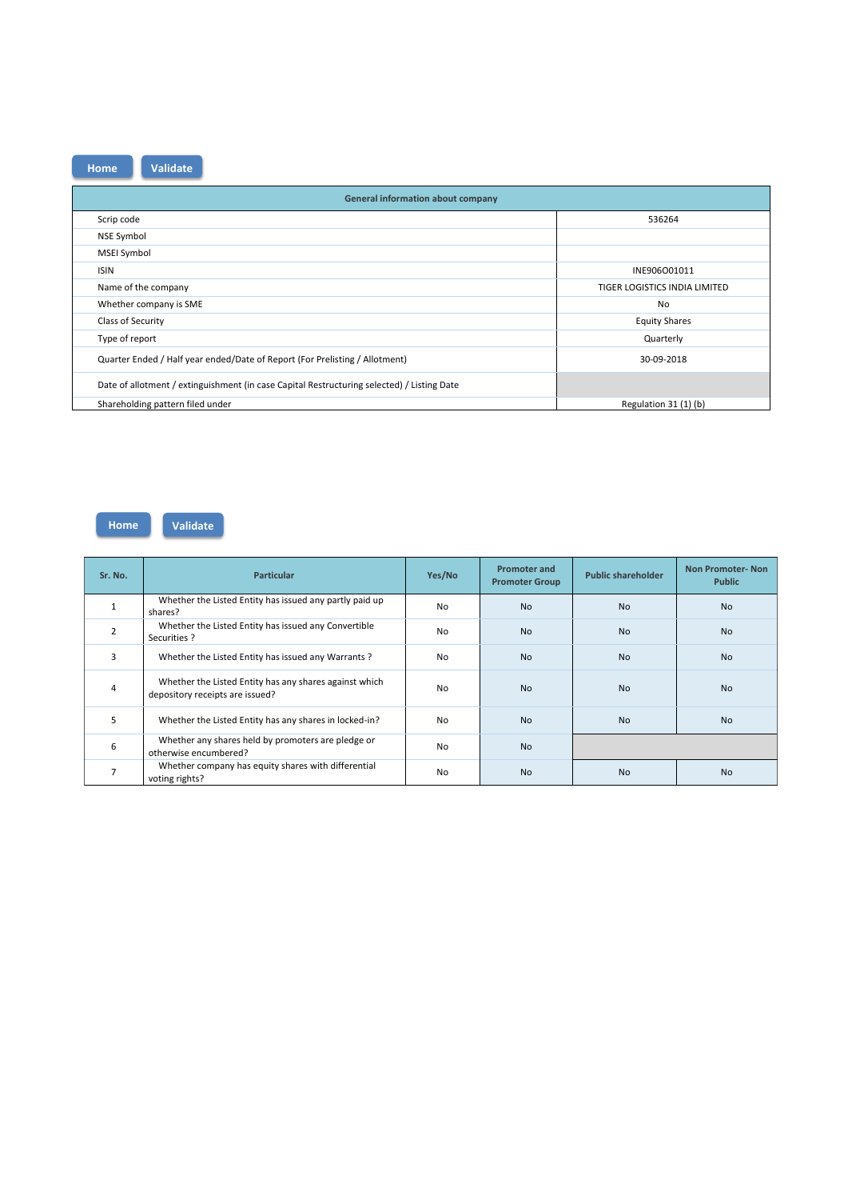Home Validate

| General information about company | |
|---|---|
| Scrip code | 536264 |
| NSE Symbol | |
| MSEI Symbol | |
| ISIN | INE906O01011 |
| Name of the company | TIGER LOGISTICS INDIA LIMITED |
| Whether company is SME | No |
| Class of Security | Equity Shares |
| Type of report | Quarterly |
| Quarter Ended / Half year ended/Date of Report (For Prelisting / Allotment) | 30-09-2018 |
| Date of allotment / extinguishment (in case Capital Restructuring selected) / Listing Date | |
| Shareholding pattern filed under | Regulation 31 (1) (b) |

Home Validate

| Sr. No. | Particular | Yes/No | Promoter and Promoter Group | Public shareholder | Non Promoter- Non Public |
|---|---|---|---|---|---|
| 1 | Whether the Listed Entity has issued any partly paid up shares? | No | No | No | No |
| 2 | Whether the Listed Entity has issued any Convertible Securities ? | No | No | No | No |
| 3 | Whether the Listed Entity has issued any Warrants ? | No | No | No | No |
| 4 | Whether the Listed Entity has any shares against which depository receipts are issued? | No | No | No | No |
| 5 | Whether the Listed Entity has any shares in locked-in? | No | No | No | No |
| 6 | Whether any shares held by promoters are pledge or otherwise encumbered? | No | No | | |
| 7 | Whether company has equity shares with differential voting rights? | No | No | No | No |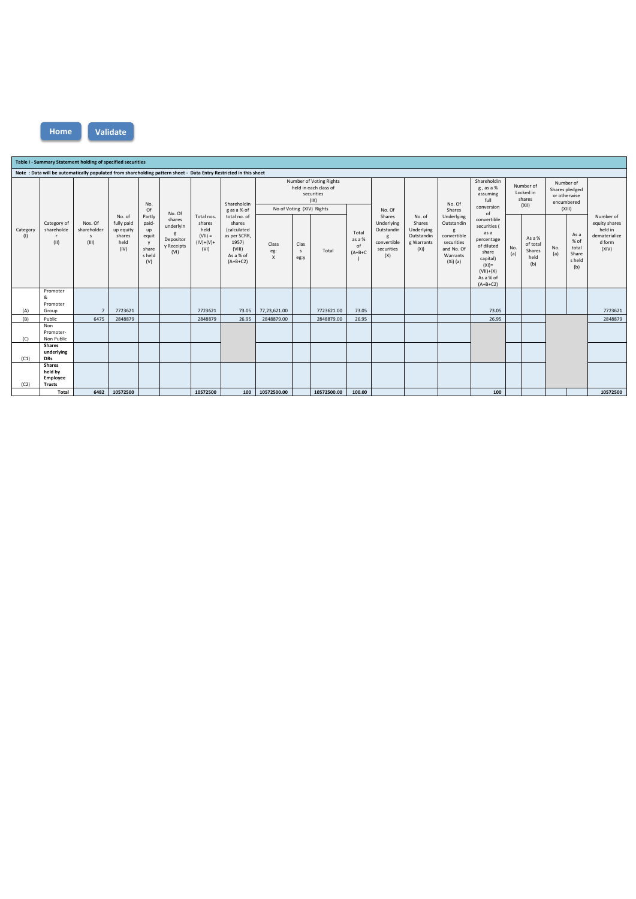Home Validate

**Table I - Summary Statement holding of specified securities**

**Note : Data will be automatically populated from shareholding pattern sheet - Data Entry Restricted in this sheet**

| Category (I) | Category of shareholder (II) | Nos. Of shareholders (III) | No. of fully paid up equity shares held (IV) | No. Of Partly paid-up equity shares held (V) | No. Of shares underlying Depository Receipts (VI) | Total nos. shares held (VII) = (IV)+(V)+ (VI) | Shareholding as a % of total no. of shares (calculated as per SCRR, 1957) (VIII) As a % of (A+B+C2) | Number of Voting Rights held in each class of securities (IX) | | | | No. Of Shares Underlying Outstanding convertible securities (X) | No. of Shares Underlying Outstanding Warrants (Xi) | No. Of Shares Underlying Outstanding convertible securities and No. Of Warrants (Xi) (a) | Shareholding , as a % assuming full conversion of convertible securities ( as a percentage of diluted share capital) (XI)= (VII)+(X) As a % of (A+B+C2) | Number of Locked in shares (XII) | | Number of Shares pledged or otherwise encumbered (XIII) | | Number of equity shares held in dematerialized form (XIV) |
|---|---|---|---|---|---|---|---|---|---|---|---|---|---|---|---|---|---|---|---|---|
| | | | | | | | | No of Voting (XIV) Rights | | | Total as a % of (A+B+C) | | | | | No. (a) | As a % of total Shares held (b) | No. (a) | As a % of total Shares held (b) | |
| | | | | | | | | Class eg: X | Class eg:y | Total | | | | | | | | | | |
| (A) | Promoter & Promoter Group | 7 | 7723621 | | | 7723621 | 73.05 | 77,23,621.00 | | 7723621.00 | 73.05 | | | | 73.05 | | | | | 7723621 |
| (B) | Public | 6475 | 2848879 | | | 2848879 | 26.95 | 2848879.00 | | 2848879.00 | 26.95 | | | | 26.95 | | | | | 2848879 |
| (C) | Non Promoter- Non Public | | | | | | | | | | | | | | | | | | | |
| (C1) | **Shares underlying DRs** | | | | | | | | | | | | | | | | | | | |
| (C2) | **Shares held by Employee Trusts** | | | | | | | | | | | | | | | | | | | |
| | **Total** | **6482** | **10572500** | | | **10572500** | **100** | **10572500.00** | | **10572500.00** | **100.00** | | | | **100** | | | | | **10572500** |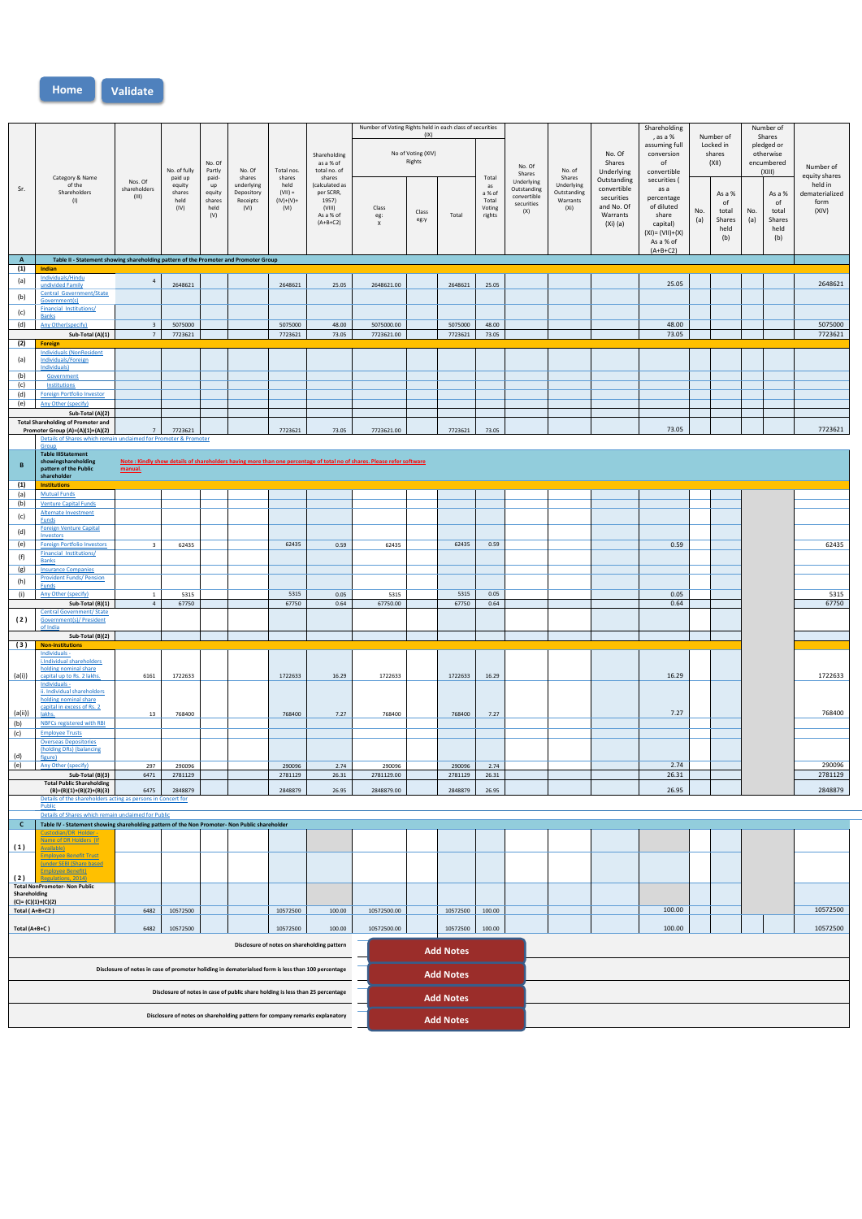Home | Validate

| Sr. | Category & Name of the Shareholders (I) | Nos. Of shareholders (III) | No. of fully paid up equity shares held (IV) | No. Of Partly paid-up equity shares held (V) | No. Of shares underlying Depository Receipts (VI) | Total nos. shares held (VII) = (IV)+(V)+ (VI) | Shareholding as a % of total no. of shares (calculated as per SCRR, 1957) (VIII) As a % of (A+B+C2) | Number of Voting Rights held in each class of securities (IX) | | | | No. Of Shares Underlying Outstanding convertible securities (X) | No. of Shares Underlying Outstanding Warrants (Xi) | No. Of Shares Underlying Outstanding convertible securities and No. Of Warrants (Xi) (a) | Shareholding , as a % assuming full conversion of convertible securities ( as a percentage of diluted share capital) (XI)= (VII)+(X) As a % of (A+B+C2) | Number of Locked in shares (XII) | | Number of Shares pledged or otherwise encumbered (XIII) | | Number of equity shares held in dematerialized form (XIV) |
|---|---|---|---|---|---|---|---|---|---|---|---|---|---|---|---|---|---|---|---|---|
| | | | | | | | | No of Voting (XIV) Rights | | | Total as a % of Total Voting rights | | | | | No. (a) | As a % of total Shares held (b) | No. (a) | As a % of total Shares held (b) | |
| | | | | | | | | Class eg: X | Class eg:y | Total | | | | | | | | | | |
| A | Table II - Statement showing shareholding pattern of the Promoter and Promoter Group | | | | | | | | | | | | | | | | | | | |
| (1) | Indian | | | | | | | | | | | | | | | | | | | |
| (a) | Individuals/Hindu undivided Family | 4 | 2648621 | | | 2648621 | 25.05 | 2648621.00 | | 2648621 | 25.05 | | | | 25.05 | | | | | 2648621 |
| (b) | Central Government/State Government(s) | | | | | | | | | | | | | | | | | | | |
| (c) | Financial Institutions/ Banks | | | | | | | | | | | | | | | | | | | |
| (d) | Any Other(specify) | 3 | 5075000 | | | 5075000 | 48.00 | 5075000.00 | | 5075000 | 48.00 | | | | 48.00 | | | | | 5075000 |
| | Sub-Total (A)(1) | 7 | 7723621 | | | 7723621 | 73.05 | 7723621.00 | | 7723621 | 73.05 | | | | 73.05 | | | | | 7723621 |
| (2) | Foreign | | | | | | | | | | | | | | | | | | | |
| (a) | Individuals (NonResident Individuals/Foreign Individuals) | | | | | | | | | | | | | | | | | | | |
| (b) | Government | | | | | | | | | | | | | | | | | | | |
| (c) | Institutions | | | | | | | | | | | | | | | | | | | |
| (d) | Foreign Portfolio Investor | | | | | | | | | | | | | | | | | | | |
| (e) | Any Other (specify) | | | | | | | | | | | | | | | | | | | |
| | Sub-Total (A)(2) | | | | | | | | | | | | | | | | | | | |
| | Total Shareholding of Promoter and Promoter Group (A)=(A)(1)+(A)(2) | 7 | 7723621 | | | 7723621 | 73.05 | 7723621.00 | | 7723621 | 73.05 | | | | 73.05 | | | | | 7723621 |
| | Details of Shares which remain unclaimed for Promoter & Promoter Group | | | | | | | | | | | | | | | | | | | |
| B | Table III Statement showing shareholding pattern of the Public shareholder | Note : Kindly show details of shareholders having more than one percentage of total no of shares. Please refer software manual. | | | | | | | | | | | | | | | | | | |
| (1) | Institutions | | | | | | | | | | | | | | | | | | | |
| (a) | Mutual Funds | | | | | | | | | | | | | | | | | | | |
| (b) | Venture Capital Funds | | | | | | | | | | | | | | | | | | | |
| (c) | Alternate Investment Funds | | | | | | | | | | | | | | | | | | | |
| (d) | Foreign Venture Capital Investors | | | | | | | | | | | | | | | | | | | |
| (e) | Foreign Portfolio Investors | 3 | 62435 | | | 62435 | 0.59 | 62435 | | 62435 | 0.59 | | | | 0.59 | | | | | 62435 |
| (f) | Financial Institutions/ Banks | | | | | | | | | | | | | | | | | | | |
| (g) | Insurance Companies | | | | | | | | | | | | | | | | | | | |
| (h) | Provident Funds/ Pension Funds | | | | | | | | | | | | | | | | | | | |
| (i) | Any Other (specify) | 1 | 5315 | | | 5315 | 0.05 | 5315 | | 5315 | 0.05 | | | | 0.05 | | | | | 5315 |
| | Sub-Total (B)(1) | 4 | 67750 | | | 67750 | 0.64 | 67750.00 | | 67750 | 0.64 | | | | 0.64 | | | | | 67750 |
| (2) | Central Government/ State Government(s)/ President of India | | | | | | | | | | | | | | | | | | | |
| | Sub-Total (B)(2) | | | | | | | | | | | | | | | | | | | |
| (3) | Non-institutions | | | | | | | | | | | | | | | | | | | |
| (a(i)) | Individuals - i.Individual shareholders holding nominal share capital up to Rs. 2 lakhs. | 6161 | 1722633 | | | 1722633 | 16.29 | 1722633 | | 1722633 | 16.29 | | | | 16.29 | | | | | 1722633 |
| (a(ii)) | Individuals - ii. Individual shareholders holding nominal share capital in excess of Rs. 2 lakhs. | 13 | 768400 | | | 768400 | 7.27 | 768400 | | 768400 | 7.27 | | | | 7.27 | | | | | 768400 |
| (b) | NBFCs registered with RBI | | | | | | | | | | | | | | | | | | | |
| (c) | Employee Trusts | | | | | | | | | | | | | | | | | | | |
| (d) | Overseas Depositories (holding DRs) (balancing figure) | | | | | | | | | | | | | | | | | | | |
| (e) | Any Other (specify) | 297 | 290096 | | | 290096 | 2.74 | 290096 | | 290096 | 2.74 | | | | 2.74 | | | | | 290096 |
| | Sub-Total (B)(3) | 6471 | 2781129 | | | 2781129 | 26.31 | 2781129.00 | | 2781129 | 26.31 | | | | 26.31 | | | | | 2781129 |
| | Total Public Shareholding (B)=(B)(1)+(B)(2)+(B)(3) | 6475 | 2848879 | | | 2848879 | 26.95 | 2848879.00 | | 2848879 | 26.95 | | | | 26.95 | | | | | 2848879 |
| | Details of the shareholders acting as persons in Concert for Public | | | | | | | | | | | | | | | | | | | |
| | Details of Shares which remain unclaimed for Public | | | | | | | | | | | | | | | | | | | |
| C | Table IV - Statement showing shareholding pattern of the Non Promoter- Non Public shareholder | | | | | | | | | | | | | | | | | | | |
| (1) | Custodian/DR Holder - Name of DR Holders (If Available) | | | | | | | | | | | | | | | | | | | |
| (2) | Employee Benefit Trust (under SEBI (Share based Employee Benefit) Regulations, 2014) | | | | | | | | | | | | | | | | | | | |
| | Total NonPromoter- Non Public Shareholding (C)= (C)(1)+(C)(2) | | | | | | | | | | | | | | | | | | | |
| | Total ( A+B+C2 ) | 6482 | 10572500 | | | 10572500 | 100.00 | 10572500.00 | | 10572500 | 100.00 | | | | 100.00 | | | | | 10572500 |
| | Total (A+B+C ) | 6482 | 10572500 | | | 10572500 | 100.00 | 10572500.00 | | 10572500 | 100.00 | | | | 100.00 | | | | | 10572500 |

| | |
|---|---|
| Disclosure of notes on shareholding pattern | Add Notes |
| Disclosure of notes in case of promoter holding in dematerialsed form is less than 100 percentage | Add Notes |
| Disclosure of notes in case of public share holding is less than 25 percentage | Add Notes |
| Disclosure of notes on shareholding pattern for company remarks explanatory | Add Notes |